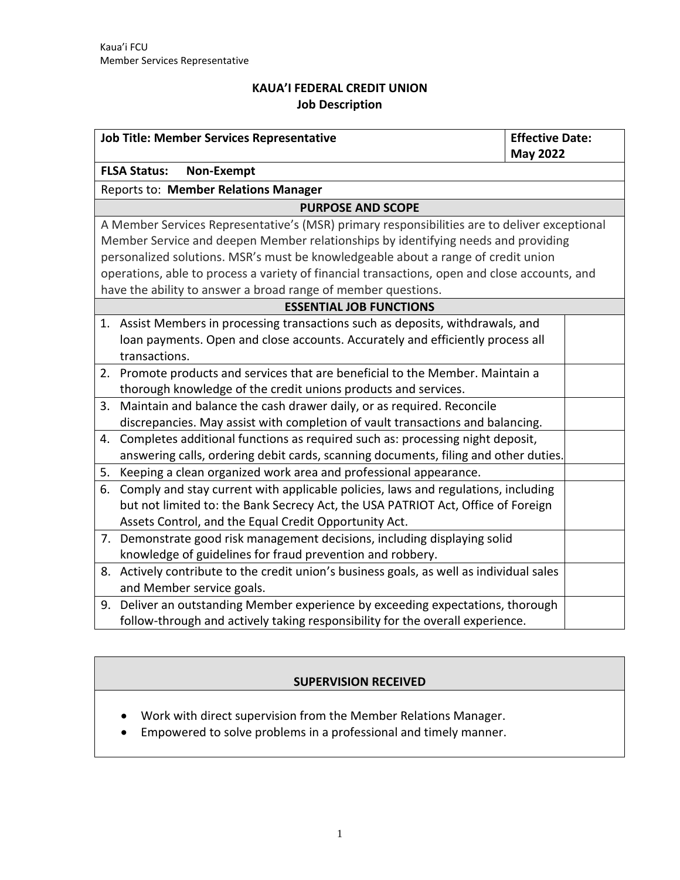# KAUA'I FEDERAL CREDIT UNION
## Job Description

| Job Title: Member Services Representative | Effective Date: May 2022 |
|---|---|
| **FLSA Status: Non-Exempt** | |
| Reports to: **Member Relations Manager** | |

### PURPOSE AND SCOPE

A Member Services Representative's (MSR) primary responsibilities are to deliver exceptional Member Service and deepen Member relationships by identifying needs and providing personalized solutions. MSR's must be knowledgeable about a range of credit union operations, able to process a variety of financial transactions, open and close accounts, and have the ability to answer a broad range of member questions.

### ESSENTIAL JOB FUNCTIONS

| Function | |
|---|---|
| 1. Assist Members in processing transactions such as deposits, withdrawals, and loan payments. Open and close accounts. Accurately and efficiently process all transactions. | |
| 2. Promote products and services that are beneficial to the Member. Maintain a thorough knowledge of the credit unions products and services. | |
| 3. Maintain and balance the cash drawer daily, or as required. Reconcile discrepancies. May assist with completion of vault transactions and balancing. | |
| 4. Completes additional functions as required such as: processing night deposit, answering calls, ordering debit cards, scanning documents, filing and other duties. | |
| 5. Keeping a clean organized work area and professional appearance. | |
| 6. Comply and stay current with applicable policies, laws and regulations, including but not limited to: the Bank Secrecy Act, the USA PATRIOT Act, Office of Foreign Assets Control, and the Equal Credit Opportunity Act. | |
| 7. Demonstrate good risk management decisions, including displaying solid knowledge of guidelines for fraud prevention and robbery. | |
| 8. Actively contribute to the credit union's business goals, as well as individual sales and Member service goals. | |
| 9. Deliver an outstanding Member experience by exceeding expectations, thorough follow-through and actively taking responsibility for the overall experience. | |

### SUPERVISION RECEIVED

- Work with direct supervision from the Member Relations Manager.
- Empowered to solve problems in a professional and timely manner.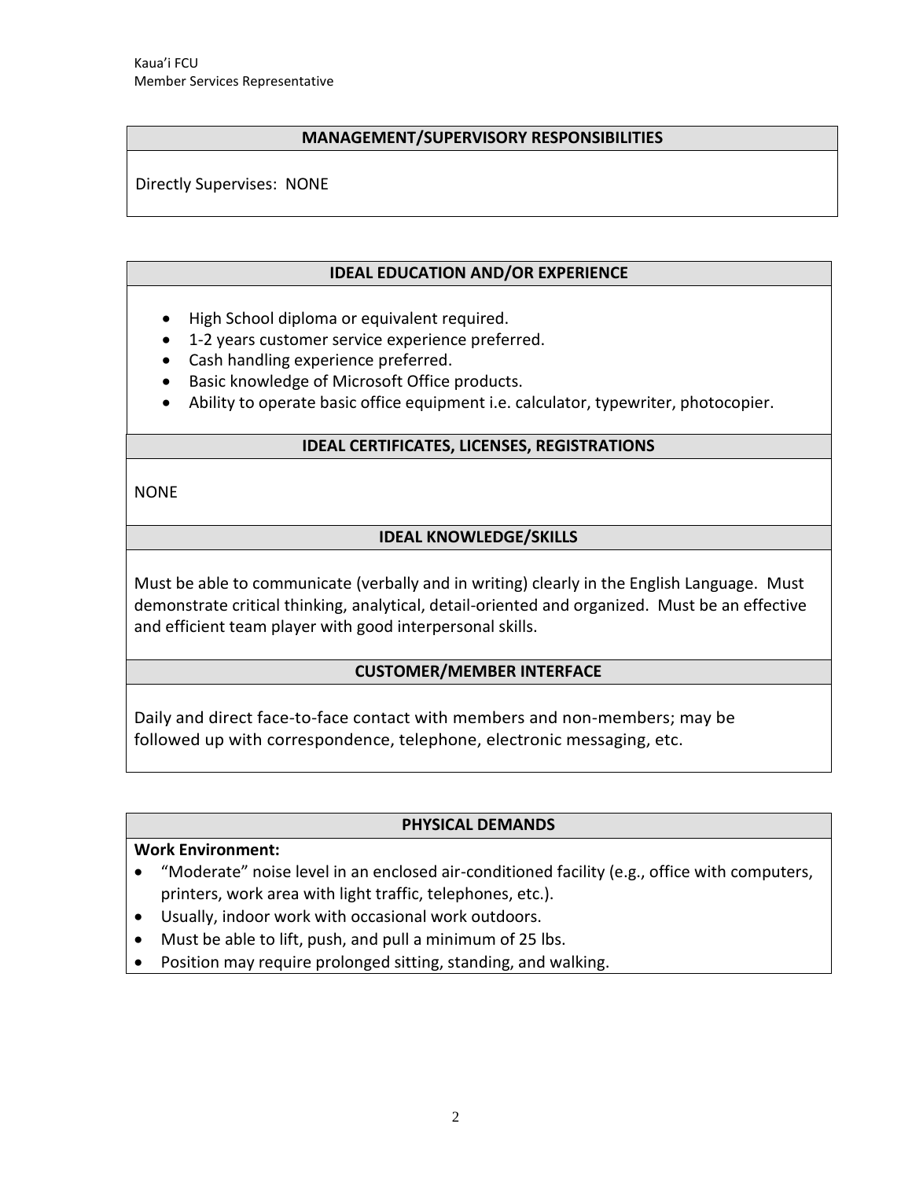## MANAGEMENT/SUPERVISORY RESPONSIBILITIES

Directly Supervises: NONE

## IDEAL EDUCATION AND/OR EXPERIENCE

- High School diploma or equivalent required.
- 1-2 years customer service experience preferred.
- Cash handling experience preferred.
- Basic knowledge of Microsoft Office products.
- Ability to operate basic office equipment i.e. calculator, typewriter, photocopier.

## IDEAL CERTIFICATES, LICENSES, REGISTRATIONS

NONE

## IDEAL KNOWLEDGE/SKILLS

Must be able to communicate (verbally and in writing) clearly in the English Language. Must demonstrate critical thinking, analytical, detail-oriented and organized. Must be an effective and efficient team player with good interpersonal skills.

## CUSTOMER/MEMBER INTERFACE

Daily and direct face-to-face contact with members and non-members; may be followed up with correspondence, telephone, electronic messaging, etc.

## PHYSICAL DEMANDS

**Work Environment:**

- "Moderate" noise level in an enclosed air-conditioned facility (e.g., office with computers, printers, work area with light traffic, telephones, etc.).
- Usually, indoor work with occasional work outdoors.
- Must be able to lift, push, and pull a minimum of 25 lbs.
- Position may require prolonged sitting, standing, and walking.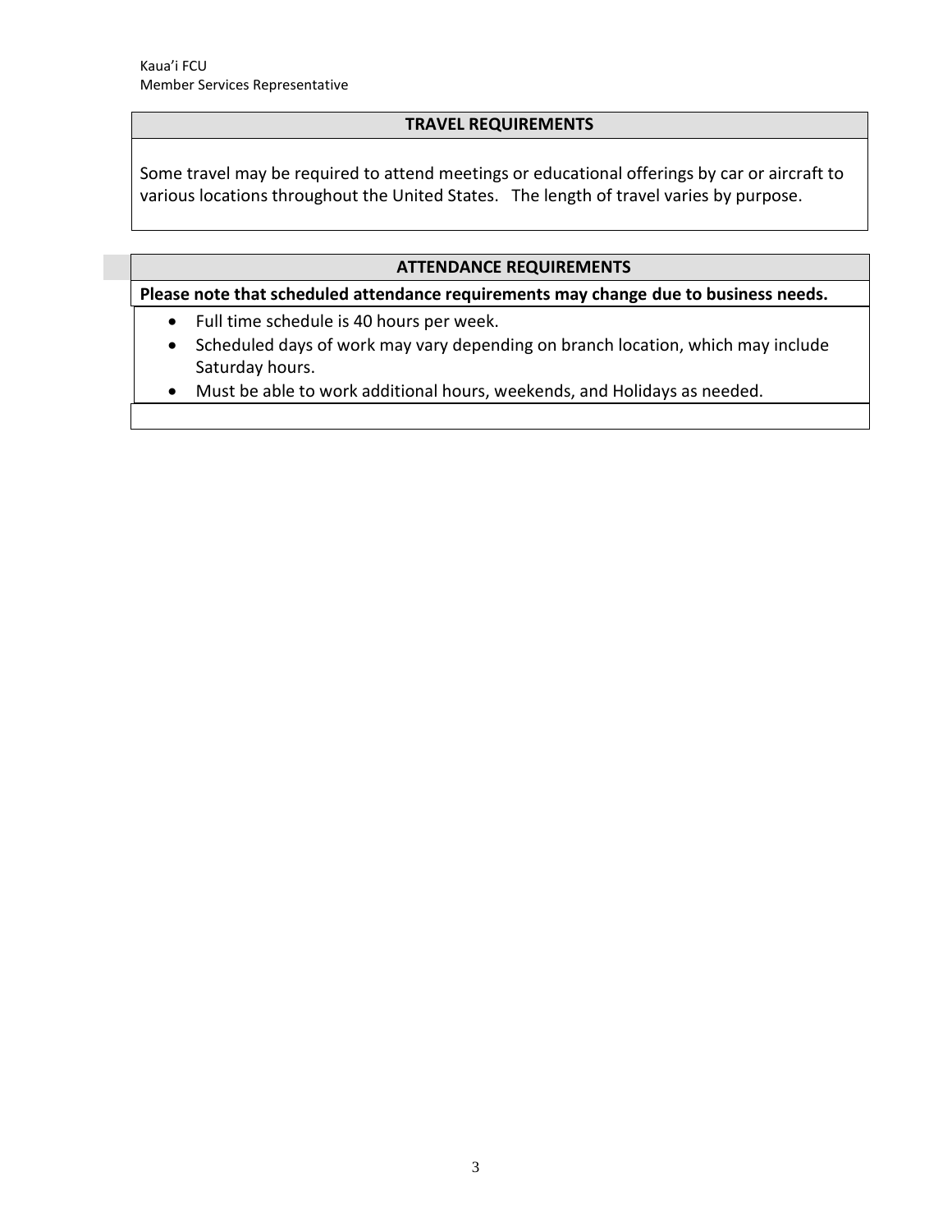## TRAVEL REQUIREMENTS

Some travel may be required to attend meetings or educational offerings by car or aircraft to various locations throughout the United States. The length of travel varies by purpose.

## ATTENDANCE REQUIREMENTS

**Please note that scheduled attendance requirements may change due to business needs.**

- Full time schedule is 40 hours per week.
- Scheduled days of work may vary depending on branch location, which may include Saturday hours.
- Must be able to work additional hours, weekends, and Holidays as needed.